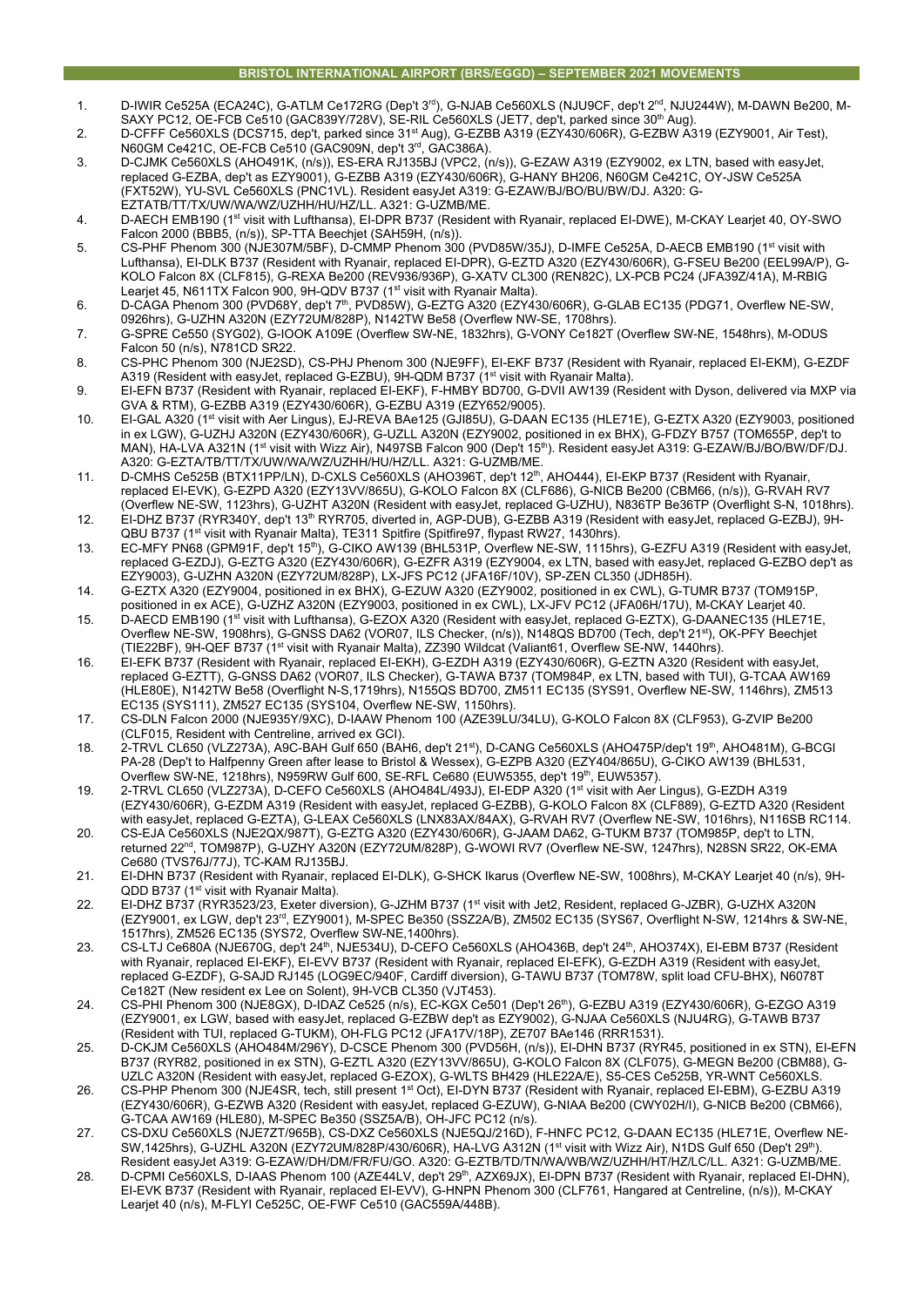## BRISTOL INTERNATIONAL AIRPORT (BRS/EGGD) – SEPTEMBER 2021 MOVEMENTS

1. D-IWIR Ce525A (ECA24C), G-ATLM Ce172RG (Dep't 3rd), G-NJAB Ce560XLS (NJU9CF, dep't 2nd, NJU244W), M-DAWN Be200, M-SAXY PC12, OE-FCB Ce510 (GAC839Y/728V), SE-RIL Ce560XLS (JET7, dep't, parked since 30th Aug).
2. D-CFFF Ce560XLS (DCS715, dep't, parked since 31st Aug), G-EZBB A319 (EZY430/606R), G-EZBW A319 (EZY9001, Air Test), N60GM Ce421C, OE-FCB Ce510 (GAC909N, dep't 3rd, GAC386A).
3. D-CJMK Ce560XLS (AHO491K, (n/s)), ES-ERA RJ135BJ (VPC2, (n/s)), G-EZAW A319 (EZY9002, ex LTN, based with easyJet, replaced G-EZBA, dep't as EZY9001), G-EZBB A319 (EZY430/606R), G-HANY BH206, N60GM Ce421C, OY-JSW Ce525A (FXT52W), YU-SVL Ce560XLS (PNC1VL). Resident easyJet A319: G-EZAW/BJ/BO/BU/BW/DJ. A320: G-EZTATB/TT/TX/UW/WA/WZ/UZHH/HU/HZ/LL. A321: G-UZMB/ME.
4. D-AECH EMB190 (1st visit with Lufthansa), EI-DPR B737 (Resident with Ryanair, replaced EI-DWE), M-CKAY Learjet 40, OY-SWO Falcon 2000 (BBB5, (n/s)), SP-TTA Beechjet (SAH59H, (n/s)).
5. CS-PHF Phenom 300 (NJE307M/5BF), D-CMMP Phenom 300 (PVD85W/35J), D-IMFE Ce525A, D-AECB EMB190 (1st visit with Lufthansa), EI-DLK B737 (Resident with Ryanair, replaced EI-DPR), G-EZTD A320 (EZY430/606R), G-FSEU Be200 (EEL99A/P), G-KOLO Falcon 8X (CLF815), G-REXA Be200 (REV936/936P), G-XATV CL300 (REN82C), LX-PCB PC24 (JFA39Z/41A), M-RBIG Learjet 45, N611TX Falcon 900, 9H-QDV B737 (1st visit with Ryanair Malta).
6. D-CAGA Phenom 300 (PVD68Y, dep't 7th, PVD85W), G-EZTG A320 (EZY430/606R), G-GLAB EC135 (PDG71, Overflew NE-SW, 0926hrs), G-UZHN A320N (EZY72UM/828P), N142TW Be58 (Overflew NW-SE, 1708hrs).
7. G-SPRE Ce550 (SYG02), G-IOOK A109E (Overflew SW-NE, 1832hrs), G-VONY Ce182T (Overflew SW-NE, 1548hrs), M-ODUS Falcon 50 (n/s), N781CD SR22.
8. CS-PHC Phenom 300 (NJE2SD), CS-PHJ Phenom 300 (NJE9FF), EI-EKF B737 (Resident with Ryanair, replaced EI-EKM), G-EZDF A319 (Resident with easyJet, replaced G-EZBU), 9H-QDM B737 (1st visit with Ryanair Malta).
9. EI-EFN B737 (Resident with Ryanair, replaced EI-EKF), F-HMBY BD700, G-DVII AW139 (Resident with Dyson, delivered via MXP via GVA & RTM), G-EZBB A319 (EZY430/606R), G-EZBU A319 (EZY652/9005).
10. EI-GAL A320 (1st visit with Aer Lingus), EJ-REVA BAe125 (GJI85U), G-DAAN EC135 (HLE71E), G-EZTX A320 (EZY9003, positioned in ex LGW), G-UZHJ A320N (EZY430/606R), G-UZLL A320N (EZY9002, positioned in ex BHX), G-FDZY B757 (TOM655P, dep't to MAN), HA-LVA A321N (1st visit with Wizz Air), N497SB Falcon 900 (Dep't 15th). Resident easyJet A319: G-EZAW/BJ/BO/BW/DF/DJ. A320: G-EZTA/TB/TT/TX/UW/WA/WZ/UZHH/HU/HZ/LL. A321: G-UZMB/ME.
11. D-CMHS Ce525B (BTX11PP/LN), D-CXLS Ce560XLS (AHO396T, dep't 12th, AHO444), EI-EKP B737 (Resident with Ryanair, replaced EI-EVK), G-EZPD A320 (EZY13VV/865U), G-KOLO Falcon 8X (CLF686), G-NICB Be200 (CBM66, (n/s)), G-RVAH RV7 (Overflew NE-SW, 1123hrs), G-UZHT A320N (Resident with easyJet, replaced G-UZHU), N836TP Be36TP (Overflight S-N, 1018hrs).
12. EI-DHZ B737 (RYR340Y, dep't 13th RYR705, diverted in, AGP-DUB), G-EZBB A319 (Resident with easyJet, replaced G-EZBJ), 9H-QBU B737 (1st visit with Ryanair Malta), TE311 Spitfire (Spitfire97, flypast RW27, 1430hrs).
13. EC-MFY PN68 (GPM91F, dep't 15th), G-CIKO AW139 (BHL531P, Overflew NE-SW, 1115hrs), G-EZFU A319 (Resident with easyJet, replaced G-EZDJ), G-EZTG A320 (EZY430/606R), G-EZFR A319 (EZY9004, ex LTN, based with easyJet, replaced G-EZBO dep't as EZY9003), G-UZHN A320N (EZY72UM/828P), LX-JFS PC12 (JFA16F/10V), SP-ZEN CL350 (JDH85H).
14. G-EZTX A320 (EZY9004, positioned in ex BHX), G-EZUW A320 (EZY9002, positioned in ex CWL), G-TUMR B737 (TOM915P, positioned in ex ACE), G-UZHZ A320N (EZY9003, positioned in ex CWL), LX-JFV PC12 (JFA06H/17U), M-CKAY Learjet 40.
15. D-AECD EMB190 (1st visit with Lufthansa), G-EZOX A320 (Resident with easyJet, replaced G-EZTX), G-DAANEC135 (HLE71E, Overflew NE-SW, 1908hrs), G-GNSS DA62 (VOR07, ILS Checker, (n/s)), N148QS BD700 (Tech, dep't 21st), OK-PFY Beechjet (TIE22BF), 9H-QEF B737 (1st visit with Ryanair Malta), ZZ390 Wildcat (Valiant61, Overflew SE-NW, 1440hrs).
16. EI-EFK B737 (Resident with Ryanair, replaced EI-EKH), G-EZDH A319 (EZY430/606R), G-EZTN A320 (Resident with easyJet, replaced G-EZTT), G-GNSS DA62 (VOR07, ILS Checker), G-TAWA B737 (TOM984P, ex LTN, based with TUI), G-TCAA AW169 (HLE80E), N142TW Be58 (Overflight N-S,1719hrs), N155QS BD700, ZM511 EC135 (SYS91, Overflew NE-SW, 1146hrs), ZM513 EC135 (SYS111), ZM527 EC135 (SYS104, Overflew NE-SW, 1150hrs).
17. CS-DLN Falcon 2000 (NJE935Y/9XC), D-IAAW Phenom 100 (AZE39LU/34LU), G-KOLO Falcon 8X (CLF953), G-ZVIP Be200 (CLF015, Resident with Centreline, arrived ex GCI).
18. 2-TRVL CL650 (VLZ273A), A9C-BAH Gulf 650 (BAH6, dep't 21st), D-CANG Ce560XLS (AHO475P/dep't 19th, AHO481M), G-BCGI PA-28 (Dep't to Halfpenny Green after lease to Bristol & Wessex), G-EZPB A320 (EZY404/865U), G-CIKO AW139 (BHL531, Overflew SW-NE, 1218hrs), N959RW Gulf 600, SE-RFL Ce680 (EUW5355, dep't 19th, EUW5357).
19. 2-TRVL CL650 (VLZ273A), D-CEFO Ce560XLS (AHO484L/493J), EI-EDP A320 (1st visit with Aer Lingus), G-EZDH A319 (EZY430/606R), G-EZDM A319 (Resident with easyJet, replaced G-EZBB), G-KOLO Falcon 8X (CLF889), G-EZTD A320 (Resident with easyJet, replaced G-EZTA), G-LEAX Ce560XLS (LNX83AX/84AX), G-RVAH RV7 (Overflew NE-SW, 1016hrs), N116SB RC114.
20. CS-EJA Ce560XLS (NJE2QX/987T), G-EZTG A320 (EZY430/606R), G-JAAM DA62, G-TUKM B737 (TOM985P, dep't to LTN, returned 22nd, TOM987P), G-UZHY A320N (EZY72UM/828P), G-WOWI RV7 (Overflew NE-SW, 1247hrs), N28SN SR22, OK-EMA Ce680 (TVS76J/77J), TC-KAM RJ135BJ.
21. EI-DHN B737 (Resident with Ryanair, replaced EI-DLK), G-SHCK Ikarus (Overflew NE-SW, 1008hrs), M-CKAY Learjet 40 (n/s), 9H-QDD B737 (1st visit with Ryanair Malta).
22. EI-DHZ B737 (RYR3523/23, Exeter diversion), G-JZHM B737 (1st visit with Jet2, Resident, replaced G-JZBR), G-UZHX A320N (EZY9001, ex LGW, dep't 23rd, EZY9001), M-SPEC Be350 (SSZ2A/B), ZM502 EC135 (SYS67, Overflight N-SW, 1214hrs & SW-NE, 1517hrs), ZM526 EC135 (SYS72, Overflew SW-NE,1400hrs).
23. CS-LTJ Ce680A (NJE670G, dep't 24th, NJE534U), D-CEFO Ce560XLS (AHO436B, dep't 24th, AHO374X), EI-EBM B737 (Resident with Ryanair, replaced EI-EKF), EI-EVV B737 (Resident with Ryanair, replaced EI-EFK), G-EZDH A319 (Resident with easyJet, replaced G-EZDF), G-SAJD RJ145 (LOG9EC/940F, Cardiff diversion), G-TAWU B737 (TOM78W, split load CFU-BHX), N6078T Ce182T (New resident ex Lee on Solent), 9H-VCB CL350 (VJT453).
24. CS-PHI Phenom 300 (NJE8GX), D-IDAZ Ce525 (n/s), EC-KGX Ce501 (Dep't 26th), G-EZBU A319 (EZY430/606R), G-EZGO A319 (EZY9001, ex LGW, based with easyJet, replaced G-EZBW dep't as EZY9002), G-NJAA Ce560XLS (NJU4RG), G-TAWB B737 (Resident with TUI, replaced G-TUKM), OH-FLG PC12 (JFA17V/18P), ZE707 BAe146 (RRR1531).
25. D-CKJM Ce560XLS (AHO484M/296Y), D-CSCE Phenom 300 (PVD56H, (n/s)), EI-DHN B737 (RYR45, positioned in ex STN), EI-EFN B737 (RYR82, positioned in ex STN), G-EZTL A320 (EZY13VV/865U), G-KOLO Falcon 8X (CLF075), G-MEGN Be200 (CBM88), G-UZLC A320N (Resident with easyJet, replaced G-EZOX), G-WLTS BH429 (HLE22A/E), S5-CES Ce525B, YR-SWT Ce560XLS.
26. CS-PHP Phenom 300 (NJE4SR, tech, still present 1st Oct), EI-DYN B737 (Resident with Ryanair, replaced EI-EBM), G-EZBU A319 (EZY430/606R), G-EZWB A320 (Resident with easyJet, replaced G-EZUW), G-NIAA Be200 (CWY02H/I), G-NICB Be200 (CBM66), G-TCAA AW169 (HLE80), M-SPEC Be350 (SSZ5A/B), OH-JFC PC12 (n/s).
27. CS-DXU Ce560XLS (NJE7ZT/965B), CS-DXZ Ce560XLS (NJE5QJ/216D), G-HNFC PC12, G-DAAN EC135 (HLE71E, Overflew NE-SW,1425hrs), G-UZHL A320N (EZY72UM/828P/430/606R), HA-LVG A312N (1st visit with Wizz Air), N1DS Gulf 650 (Dep't 29th). Resident easyJet A319: G-EZAW/DH/DM/FR/FU/GO. A320: G-EZTB/TD/TN/WA/WB/WZ/UZHH/HT/HZ/LC/LL. A321: G-UZMB/ME.
28. D-CPMI Ce560XLS, D-IAAS Phenom 100 (AZE44LV, dep't 29th, AZX69JX), EI-DPN B737 (Resident with Ryanair, replaced EI-DHN), EI-EVK B737 (Resident with Ryanair, replaced EI-EVV), G-HNPN Phenom 300 (CLF761, Hangared at Centreline, (n/s)), M-CKAY Learjet 40 (n/s), M-FLYI Ce525C, OE-FWF Ce510 (GAC559A/448B).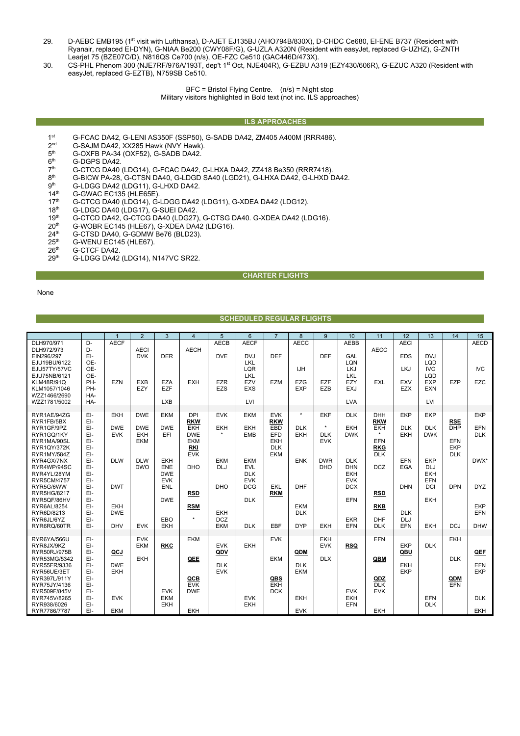29. D-AEBC EMB195 (1st visit with Lufthansa), D-AJET EJ135BJ (AHO794B/830X), D-CHDC Ce680, EI-ENE B737 (Resident with Ryanair, replaced EI-DYN), G-NIAA Be200 (CWY08F/G), G-UZLA A320N (Resident with easyJet, replaced G-UZHZ), G-ZNTH Learjet 75 (BZE07C/D), N816QS Ce700 (n/s), OE-FZC Ce510 (GAC446D/473X).
30. CS-PHL Phenom 300 (NJE7RF/976A/193T, dep't 1st Oct, NJE404R), G-EZBU A319 (EZY430/606R), G-EZUC A320 (Resident with easyJet, replaced G-EZTB), N759SB Ce510.

BFC = Bristol Flying Centre. (n/s) = Night stop
Military visitors highlighted in Bold text (not inc. ILS approaches)

## ILS APPROACHES

- 1st G-FCAC DA42, G-LENI AS350F (SSP50), G-SADB DA42, ZM405 A400M (RRR486).
- 2nd G-SAJM DA42, XX285 Hawk (NVY Hawk).
- 5th G-OXFB PA-34 (OXF52), G-SADB DA42.
- 6th G-DGPS DA42.
- 7th G-CTCG DA40 (LDG14), G-FCAC DA42, G-LHXA DA42, ZZ418 Be350 (RRR7418).
- 8th G-BICW PA-28, G-CTSN DA40, G-LDGD SA40 (LGD21), G-LHXA DA42, G-LHXD DA42.
- 9th G-LDGG DA42 (LDG11), G-LHXD DA42.
- 14th G-GWAC EC135 (HLE65E).
- 17th G-CTCG DA40 (LDG14), G-LDGG DA42 (LDG11), G-XDEA DA42 (LDG12).
- 18th G-LDGC DA40 (LDG17), G-SUEI DA42.
- 19th G-CTCD DA42, G-CTCG DA40 (LDG27), G-CTSG DA40. G-XDEA DA42 (LDG16).
- 20th G-WOBR EC145 (HLE67), G-XDEA DA42 (LDG16).
- 24th G-CTSD DA40, G-GDMW Be76 (BLD23).
- 25th G-WENU EC145 (HLE67).
- 26th G-CTCF DA42.
- 29th G-LDGG DA42 (LDG14), N147VC SR22.

## CHARTER FLIGHTS

None

## SCHEDULED REGULAR FLIGHTS

| | | 1 | 2 | 3 | 4 | 5 | 6 | 7 | 8 | 9 | 10 | 11 | 12 | 13 | 14 | 15 |
|---|---|---|---|---|---|---|---|---|---|---|---|---|---|---|---|---|
| DLH970/971 | D- | AECF | | | | AECB | AECF | | AECC | | AEBB | | AECI | | | AECD |
| DLH972/973 | D- | | AECI | | AECH | | | | | | | AECC | | | | |
| EIN296/297 | EI- | | DVK | DER | | DVE | DVJ | DEF | | DEF | GAL | | EDS | DVJ | | |
| EJU19BU/6122 | OE- | | | | | | LKL | | | | LQN | | | LQD | | |
| EJU57TY/57VC | OE- | | | | | | LQR | | IJH | | LKJ | | LKJ | IVC | | IVC |
| EJU75NB/6121 | OE- | | | | | | LKL | | | | LKL | | | LQD | | |
| KLM48R/91Q | PH- | EZN | EXB | EZA | EXH | EZR | EZV | EZM | EZG | EZF | EZY | EXL | EXV | EXP | EZP | EZC |
| KLM1057/1046 | PH- | | EZY | EZF | | EZS | EXS | | EXP | EZB | EXJ | | EZX | EXN | | |
| WZZ1466/2690 | HA- | | | | | | | | | | | | | | | |
| WZZ1781/5002 | HA- | | | LXB | | | LVI | | | | LVA | | | LVI | | |
| RYR1AE/94ZG | EI- | EKH | DWE | EKM | DPI | EVK | EKM | EVK | * | EKF | DLK | DHH | EKP | EKP | | EKP |
| RYR1FB/5BX | EI- | | | | **RKW** | | | **RKW** | | | | **RKW** | | | **RSE** | |
| RYR1GF/9PZ | EI- | DWE | DWE | DWE | EKH | EKH | EKH | EBD | DLK | * | EKH | EKH | DLK | DLK | DHP | EFN |
| RYR1GQ/1KY | EI- | EVK | EKH | EFI | DWE | * | EMB | EFD | EKH | DLK | DWK | * | EKH | DWK | | DLK |
| RYR1MA/90SL | EI- | | EKM | | EKM | | | EKH | | EVK | | EFN | | | EFN | |
| RYR1QY/372K | EI- | | | | **RKI** | | | DLK | | | | **RKG** | | | EKP | |
| RYR1MY/584Z | EI- | | | | EVK | | | EKM | | | | DLK | | | DLK | |
| RYR4GX/7NX | EI- | DLW | DLW | EKH | | EKM | EKM | | ENK | DWR | DLK | | EFN | EKP | | DWX* |
| RYR4WP/94SC | EI- | | DWO | ENE | DHO | DLJ | EVL | | | DHO | DHN | DCZ | EGA | DLJ | | |
| RYR4YL/28YM | EI- | | | DWE | | | DLK | | | | EKH | | | EKH | | |
| RYR5CM/4757 | EI- | | | EVK | | | EVK | | | | EVK | | | EFN | | |
| RYR5G/6WW | EI- | DWT | | ENL | | DHO | DCG | EKL | DHF | | DCX | | DHN | DCI | DPN | DYZ |
| RYR5HG/8217 | EI- | | | | **RSD** | | | **RKM** | | | | **RSD** | | | | |
| RYR5QF/86HV | EI- | | | DWE | | | DLK | | | | EFN | | | EKH | | |
| RYR6AL/8254 | EI- | EKH | | | **RSM** | | | | EKM | | | **RKB** | | | | EKP |
| RYR6D/8213 | EI- | DWE | | | | EKH | | | DLK | | | | DLK | | | EFN |
| RYR6JL/6YZ | EI- | | | EBO | * | DCZ | | | | | EKR | DHF | DLJ | | | |
| RYR6RQ/60TR | EI- | DHV | EVK | EKH | | EKM | DLK | EBF | DYP | EKH | EFN | DLK | EFN | EKH | DCJ | DHW |
| RYR6YA/566U | EI- | | EVK | | EKM | | | EVK | | EKH | | EFN | | | EKH | |
| RYR8JX/9KZ | EI- | | EKM | | **RKC** | EVK | EKH | | | EVK | **RSQ** | | EKP | DLK | | |
| RYR50RJ/975B | EI- | **QCJ** | | | | **QDV** | | | **QDM** | | | | **QBU** | | | **QEF** |
| RYR53MG/5342 | EI- | | EKH | | **QEE** | | | EKM | | DLX | | **QBM** | | | DLK | |
| RYR55FR/9336 | EI- | DWE | | | | DLK | | | DLK | | | | EKH | | | EFN |
| RYR56UE/3ET | EI- | EKH | | | | EVK | | | EKM | | | | EKP | | | EKP |
| RYR397L/911Y | EI- | | | | **QCB** | | | **QBS** | | | | **QDZ** | | | **QDM** | |
| RYR75JY/4136 | EI- | | | | EVK | | | EKH | | | | DLK | | | EFN | |
| RYR509F/845V | EI- | | | EVK | DWE | | | DCK | | | EVK | EVK | | | | |
| RYR745V/8265 | EI- | EVK | | EKM | | | EVK | | EKH | | EKH | | | EFN | | DLK |
| RYR938/6026 | EI- | | | EKH | | | EKH | | | | EFN | | | DLK | | |
| RYR7786/7787 | EI- | EKM | | | EKH | | | | EVK | | | EKH | | | | EKH |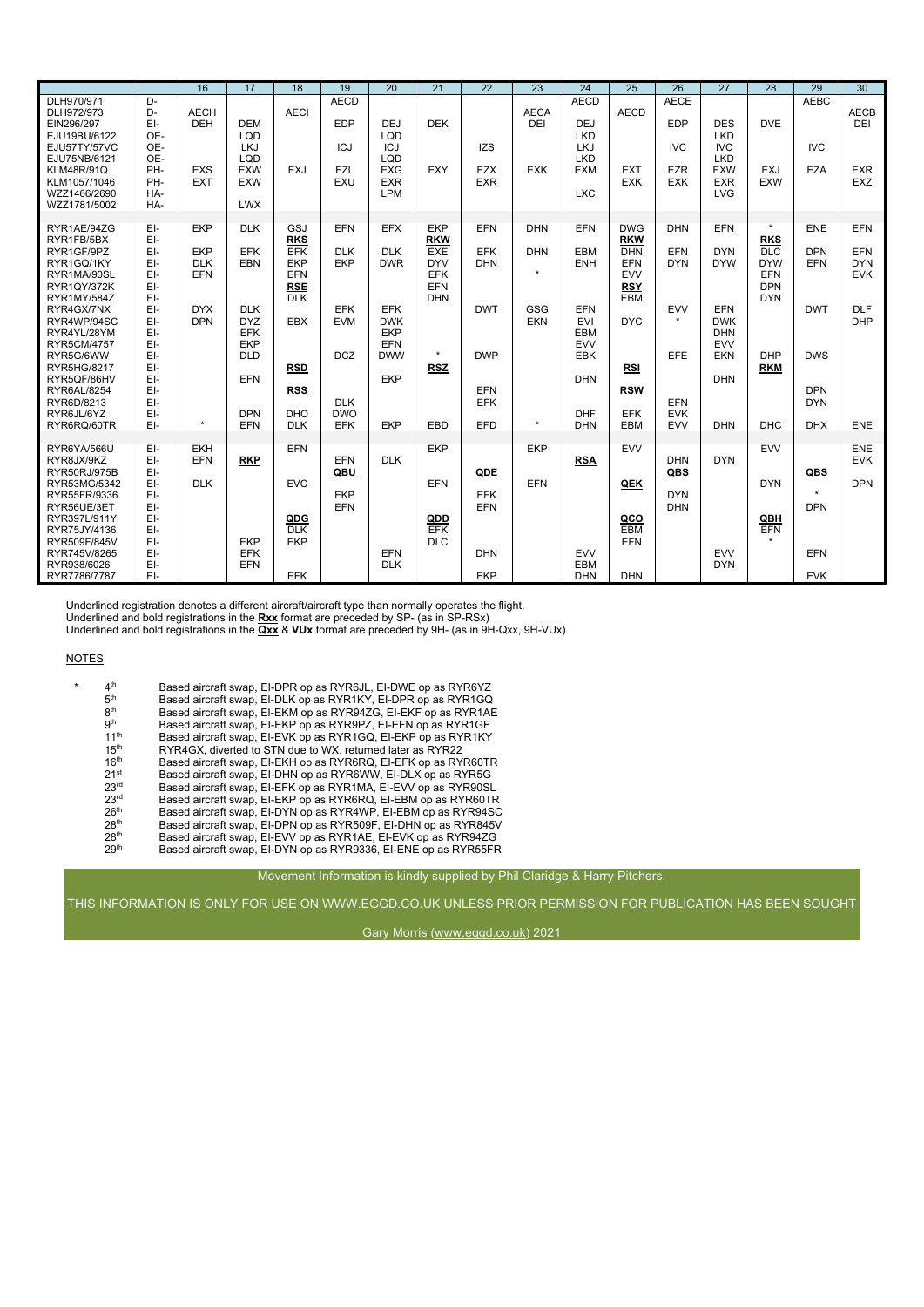| | | 16 | 17 | 18 | 19 | 20 | 21 | 22 | 23 | 24 | 25 | 26 | 27 | 28 | 29 | 30 |
|---|---|---|---|---|---|---|---|---|---|---|---|---|---|---|---|---|
| DLH970/971 | D- | | | | AECD | | | | | AECD | | AECE | | | AEBC | |
| DLH972/973 | D- | AECH | | AECI | | | | | AECA | | AECD | | | | | AECB |
| EIN296/297 | EI- | DEH | DEM | | EDP | DEJ | DEK | | DEI | DEJ | | EDP | DES | DVE | | DEI |
| EJU19BU/6122 | OE- | | LQD | | | LQD | | | | LKD | | | LKD | | | |
| EJU57TY/57VC | OE- | | LKJ | | ICJ | ICJ | | IZS | | LKJ | | IVC | IVC | | IVC | |
| EJU75NB/6121 | OE- | | LQD | | | LQD | | | | LKD | | | LKD | | | |
| KLM48R/91Q | PH- | EXS | EXW | EXJ | EZL | EXG | EXY | EZX | EXK | EXM | EXT | EZR | EXW | EXJ | EZA | EXR |
| KLM1057/1046 | PH- | EXT | EXW | | EXU | EXR | | EXR | | | EXK | EXK | EXR | EXW | | EXZ |
| WZZ1466/2690 | HA- | | | | | LPM | | | | LXC | | | LVG | | | |
| WZZ1781/5002 | HA- | | LWX | | | | | | | | | | | | | |
| RYR1AE/94ZG | EI- | EKP | DLK | GSJ | EFN | EFX | EKP | EFN | DHN | EFN | DWG | DHN | EFN | * | ENE | EFN |
| RYR1FB/5BX | EI- | | | **RKS** | | | **RKW** | | | | **RKW** | | | **RKS** | | |
| RYR1GF/9PZ | EI- | EKP | EFK | EFK | DLK | DLK | EXE | EFK | DHN | EBM | DHN | EFN | DYN | DLC | DPN | EFN |
| RYR1GQ/1KY | EI- | DLK | EBN | EKP | EKP | DWR | DYV | DHN | | ENH | EFN | DYN | DYW | DYW | EFN | DYN |
| RYR1MA/90SL | EI- | EFN | | EFN | | | EFK | | * | | EVV | | | EFN | | EVK |
| RYR1QY/372K | EI- | | | **RSE** | | | EFN | | | | **RSY** | | | DPN | | |
| RYR1MY/584Z | EI- | | | DLK | | | DHN | | | | EBM | | | DYN | | |
| RYR4GX/7NX | EI- | DYX | DLK | | EFK | EFK | | DWT | GSG | EFN | | EVV | EFN | | DWT | DLF |
| RYR4WP/94SC | EI- | DPN | DYZ | EBX | EVM | DWK | | | EKN | EVI | DYC | * | DWK | | | DHP |
| RYR4YL/28YM | EI- | | EFK | | | EKP | | | | EBM | | | DHN | | | |
| RYR5CM/4757 | EI- | | EKP | | | EFN | | | | EVV | | | EVV | | | |
| RYR5G/6WW | EI- | | DLD | | DCZ | DWW | * | DWP | | EBK | | EFE | EKN | DHP | DWS | |
| RYR5HG/8217 | EI- | | | **RSD** | | | **RSZ** | | | | **RSI** | | | **RKM** | | |
| RYR5QF/86HV | EI- | | EFN | | | EKP | | | | DHN | | | DHN | | | |
| RYR6AL/8254 | EI- | | | **RSS** | | | | EFN | | | **RSW** | | | | DPN | |
| RYR6D/8213 | EI- | | | | DLK | | | EFK | | | | EFN | | | DYN | |
| RYR6JL/6YZ | EI- | | DPN | DHO | DWO | | | | | DHF | EFK | EVK | | | | |
| RYR6RQ/60TR | EI- | * | EFN | DLK | EFK | EKP | EBD | EFD | * | DHN | EBM | EVV | DHN | DHC | DHX | ENE |
| RYR6YA/566U | EI- | EKH | | EFN | | | EKP | | EKP | | EVV | | | EVV | | ENE |
| RYR8JX/9KZ | EI- | EFN | **RKP** | | EFN | DLK | | | | **RSA** | | DHN | DYN | | | EVK |
| RYR50RJ/975B | EI- | | | | **QBU** | | | **QDE** | | | | **QBS** | | | **QBS** | |
| RYR53MG/5342 | EI- | DLK | | EVC | | | EFN | | EFN | | **QEK** | | | DYN | | DPN |
| RYR55FR/9336 | EI- | | | | EKP | | | EFK | | | | DYN | | | * | |
| RYR56UE/3ET | EI- | | | | EFN | | | EFN | | | | DHN | | | DPN | |
| RYR397L/911Y | EI- | | | **QDG** | | | **QDD** | | | | **QCO** | | | **QBH** | | |
| RYR75JY/4136 | EI- | | | DLK | | | EFK | | | | EBM | | | EFN | | |
| RYR509F/845V | EI- | | EKP | EKP | | | DLC | | | | EFN | | | * | | |
| RYR745V/8265 | EI- | | EFK | | | EFN | | DHN | | EVV | | | EVV | | EFN | |
| RYR938/6026 | EI- | | EFN | | | DLK | | | | EBM | | | DYN | | | |
| RYR7786/7787 | EI- | | | EFK | | | | EKP | | DHN | DHN | | | | EVK | |

Underlined registration denotes a different aircraft/aircraft type than normally operates the flight.
Underlined and bold registrations in the **Rxx** format are preceded by SP- (as in SP-RSx)
Underlined and bold registrations in the **Qxx** & **VUx** format are preceded by 9H- (as in 9H-Qxx, 9H-VUx)

NOTES

| | | |
|---|---|---|
| * | 4th | Based aircraft swap, EI-DPR op as RYR6JL, EI-DWE op as RYR6YZ |
| | 5th | Based aircraft swap, EI-DLK op as RYR1KY, EI-DPR op as RYR1GQ |
| | 8th | Based aircraft swap, EI-EKM op as RYR94ZG, EI-EKF op as RYR1AE |
| | 9th | Based aircraft swap, EI-EKP op as RYR9PZ, EI-EFN op as RYR1GF |
| | 11th | Based aircraft swap, EI-EVK op as RYR1GQ, EI-EKP op as RYR1KY |
| | 15th | RYR4GX, diverted to STN due to WX, returned later as RYR22 |
| | 16th | Based aircraft swap, EI-EKH op as RYR6RQ, EI-EFK op as RYR60TR |
| | 21st | Based aircraft swap, EI-DHN op as RYR6WW, EI-DLX op as RYR5G |
| | 23rd | Based aircraft swap, EI-EFK op as RYR1MA, EI-EVV op as RYR90SL |
| | 23rd | Based aircraft swap, EI-EKP op as RYR6RQ, EI-EBM op as RYR60TR |
| | 26th | Based aircraft swap, EI-DYN op as RYR4WP, EI-EBM op as RYR94SC |
| | 28th | Based aircraft swap, EI-DPN op as RYR509F, EI-DHN op as RYR845V |
| | 28th | Based aircraft swap, EI-EVV op as RYR1AE, EI-EVK op as RYR94ZG |
| | 29th | Based aircraft swap, EI-DYN op as RYR9336, EI-ENE op as RYR55FR |

Movement Information is kindly supplied by Phil Claridge & Harry Pitchers.

THIS INFORMATION IS ONLY FOR USE ON WWW.EGGD.CO.UK UNLESS PRIOR PERMISSION FOR PUBLICATION HAS BEEN SOUGHT

Gary Morris (www.eggd.co.uk) 2021